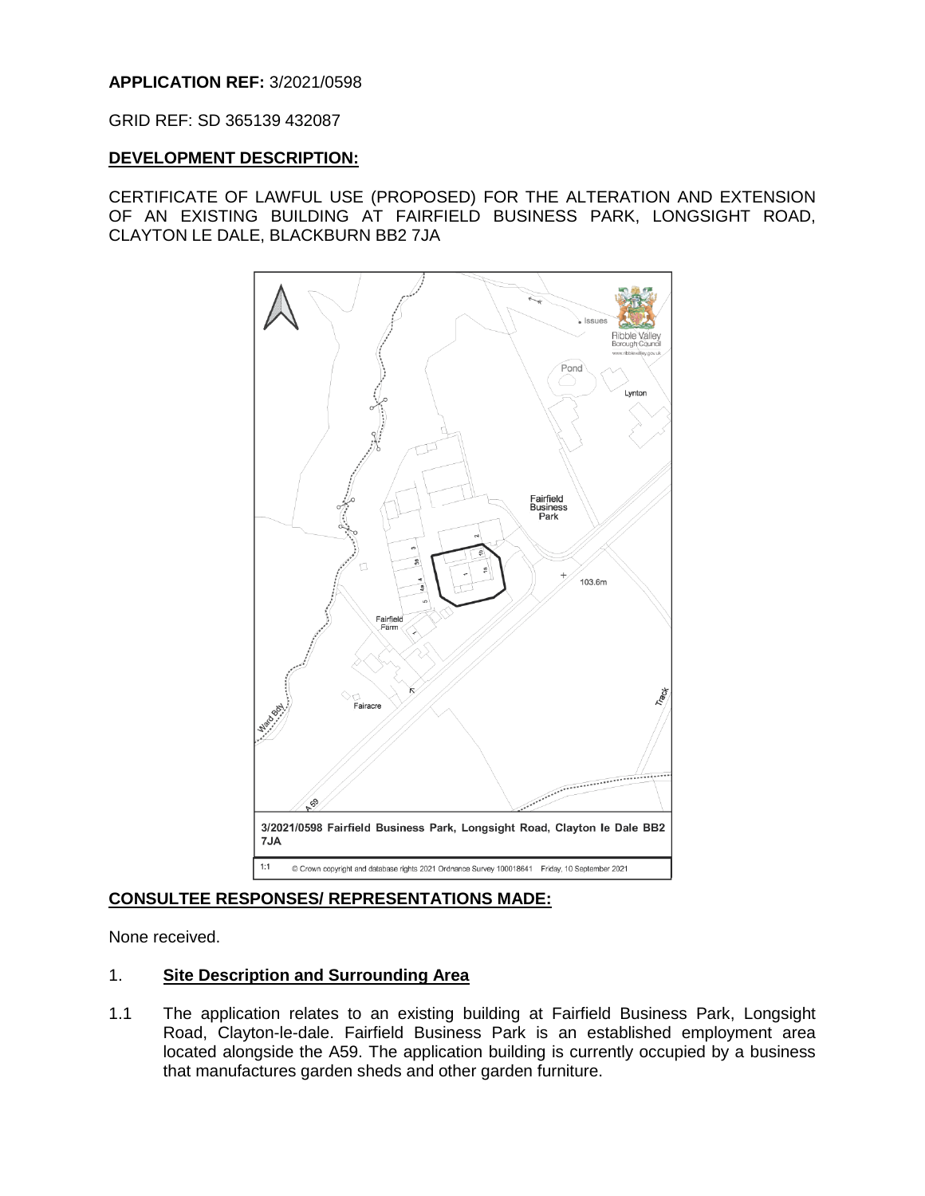**APPLICATION REF:** 3/2021/0598

GRID REF: SD 365139 432087

**DEVELOPMENT DESCRIPTION:**

CERTIFICATE OF LAWFUL USE (PROPOSED) FOR THE ALTERATION AND EXTENSION OF AN EXISTING BUILDING AT FAIRFIELD BUSINESS PARK, LONGSIGHT ROAD, CLAYTON LE DALE, BLACKBURN BB2 7JA

3/2021/0598 Fairfield Business Park, Longsight Road, Clayton le Dale BB2 7JA

1:1 © Crown copyright and database rights 2021 Ordnance Survey 100018641 Friday, 10 September 2021

**CONSULTEE RESPONSES/ REPRESENTATIONS MADE:**

None received.

1. **Site Description and Surrounding Area**

1.1 The application relates to an existing building at Fairfield Business Park, Longsight Road, Clayton-le-dale. Fairfield Business Park is an established employment area located alongside the A59. The application building is currently occupied by a business that manufactures garden sheds and other garden furniture.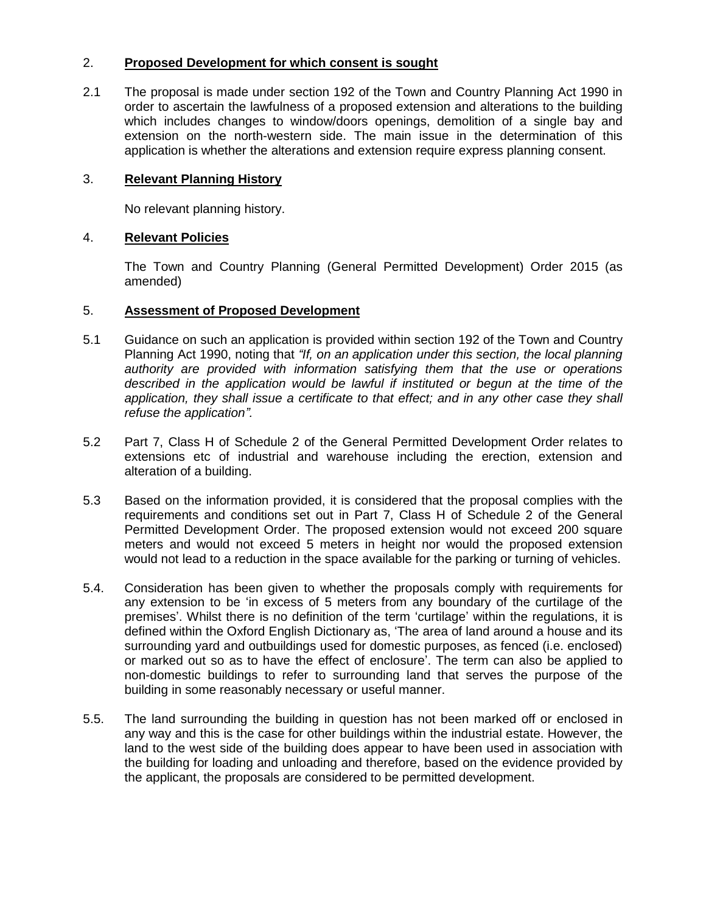## 2. **Proposed Development for which consent is sought**

2.1 The proposal is made under section 192 of the Town and Country Planning Act 1990 in order to ascertain the lawfulness of a proposed extension and alterations to the building which includes changes to window/doors openings, demolition of a single bay and extension on the north-western side. The main issue in the determination of this application is whether the alterations and extension require express planning consent.

## 3. **Relevant Planning History**

No relevant planning history.

## 4. **Relevant Policies**

The Town and Country Planning (General Permitted Development) Order 2015 (as amended)

## 5. **Assessment of Proposed Development**

5.1 Guidance on such an application is provided within section 192 of the Town and Country Planning Act 1990, noting that *"If, on an application under this section, the local planning authority are provided with information satisfying them that the use or operations described in the application would be lawful if instituted or begun at the time of the application, they shall issue a certificate to that effect; and in any other case they shall refuse the application".*

5.2 Part 7, Class H of Schedule 2 of the General Permitted Development Order relates to extensions etc of industrial and warehouse including the erection, extension and alteration of a building.

5.3 Based on the information provided, it is considered that the proposal complies with the requirements and conditions set out in Part 7, Class H of Schedule 2 of the General Permitted Development Order. The proposed extension would not exceed 200 square meters and would not exceed 5 meters in height nor would the proposed extension would not lead to a reduction in the space available for the parking or turning of vehicles.

5.4. Consideration has been given to whether the proposals comply with requirements for any extension to be 'in excess of 5 meters from any boundary of the curtilage of the premises'. Whilst there is no definition of the term 'curtilage' within the regulations, it is defined within the Oxford English Dictionary as, 'The area of land around a house and its surrounding yard and outbuildings used for domestic purposes, as fenced (i.e. enclosed) or marked out so as to have the effect of enclosure'. The term can also be applied to non-domestic buildings to refer to surrounding land that serves the purpose of the building in some reasonably necessary or useful manner.

5.5. The land surrounding the building in question has not been marked off or enclosed in any way and this is the case for other buildings within the industrial estate. However, the land to the west side of the building does appear to have been used in association with the building for loading and unloading and therefore, based on the evidence provided by the applicant, the proposals are considered to be permitted development.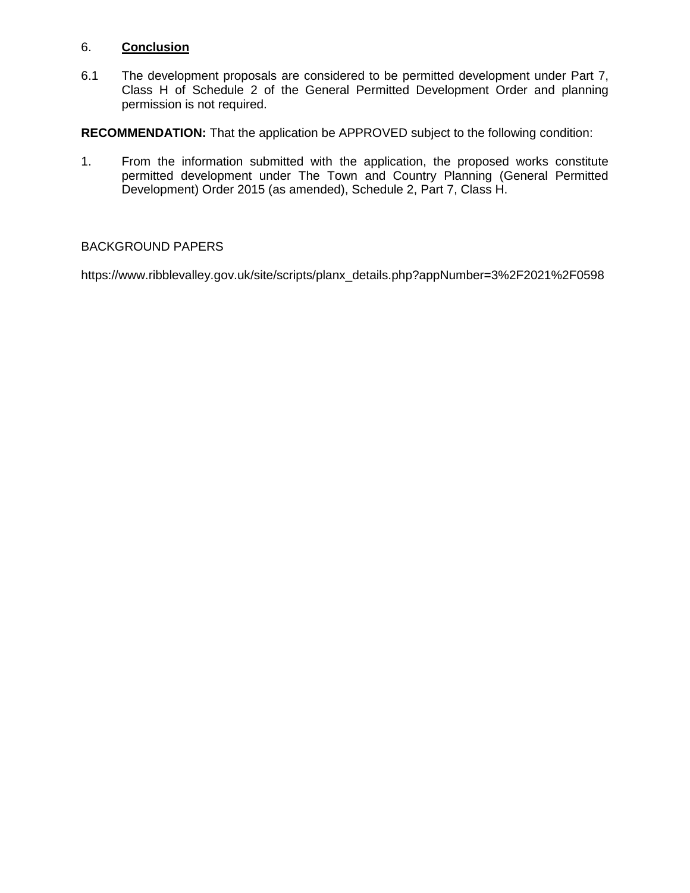## 6. **Conclusion**

6.1 The development proposals are considered to be permitted development under Part 7, Class H of Schedule 2 of the General Permitted Development Order and planning permission is not required.

**RECOMMENDATION:** That the application be APPROVED subject to the following condition:

1. From the information submitted with the application, the proposed works constitute permitted development under The Town and Country Planning (General Permitted Development) Order 2015 (as amended), Schedule 2, Part 7, Class H.

BACKGROUND PAPERS

https://www.ribblevalley.gov.uk/site/scripts/planx_details.php?appNumber=3%2F2021%2F0598